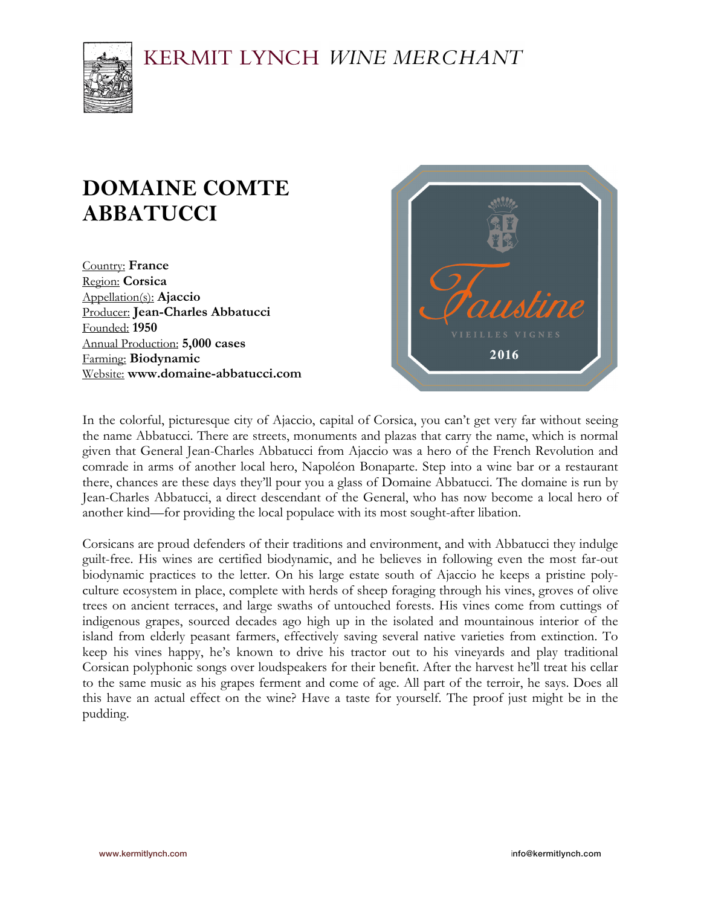# KERMIT LYNCH *WINE MERCHANT*

## DOMAINE COMTE ABBATUCCI

Country: **France**
Region: **Corsica**
Appellation(s): **Ajaccio**
Producer: **Jean-Charles Abbatucci**
Founded: **1950**
Annual Production: **5,000 cases**
Farming: **Biodynamic**
Website: **www.domaine-abbatucci.com**

In the colorful, picturesque city of Ajaccio, capital of Corsica, you can't get very far without seeing the name Abbatucci. There are streets, monuments and plazas that carry the name, which is normal given that General Jean-Charles Abbatucci from Ajaccio was a hero of the French Revolution and comrade in arms of another local hero, Napoléon Bonaparte. Step into a wine bar or a restaurant there, chances are these days they'll pour you a glass of Domaine Abbatucci. The domaine is run by Jean-Charles Abbatucci, a direct descendant of the General, who has now become a local hero of another kind—for providing the local populace with its most sought-after libation.

Corsicans are proud defenders of their traditions and environment, and with Abbatucci they indulge guilt-free. His wines are certified biodynamic, and he believes in following even the most far-out biodynamic practices to the letter. On his large estate south of Ajaccio he keeps a pristine polyculture ecosystem in place, complete with herds of sheep foraging through his vines, groves of olive trees on ancient terraces, and large swaths of untouched forests. His vines come from cuttings of indigenous grapes, sourced decades ago high up in the isolated and mountainous interior of the island from elderly peasant farmers, effectively saving several native varieties from extinction. To keep his vines happy, he's known to drive his tractor out to his vineyards and play traditional Corsican polyphonic songs over loudspeakers for their benefit. After the harvest he'll treat his cellar to the same music as his grapes ferment and come of age. All part of the terroir, he says. Does all this have an actual effect on the wine? Have a taste for yourself. The proof just might be in the pudding.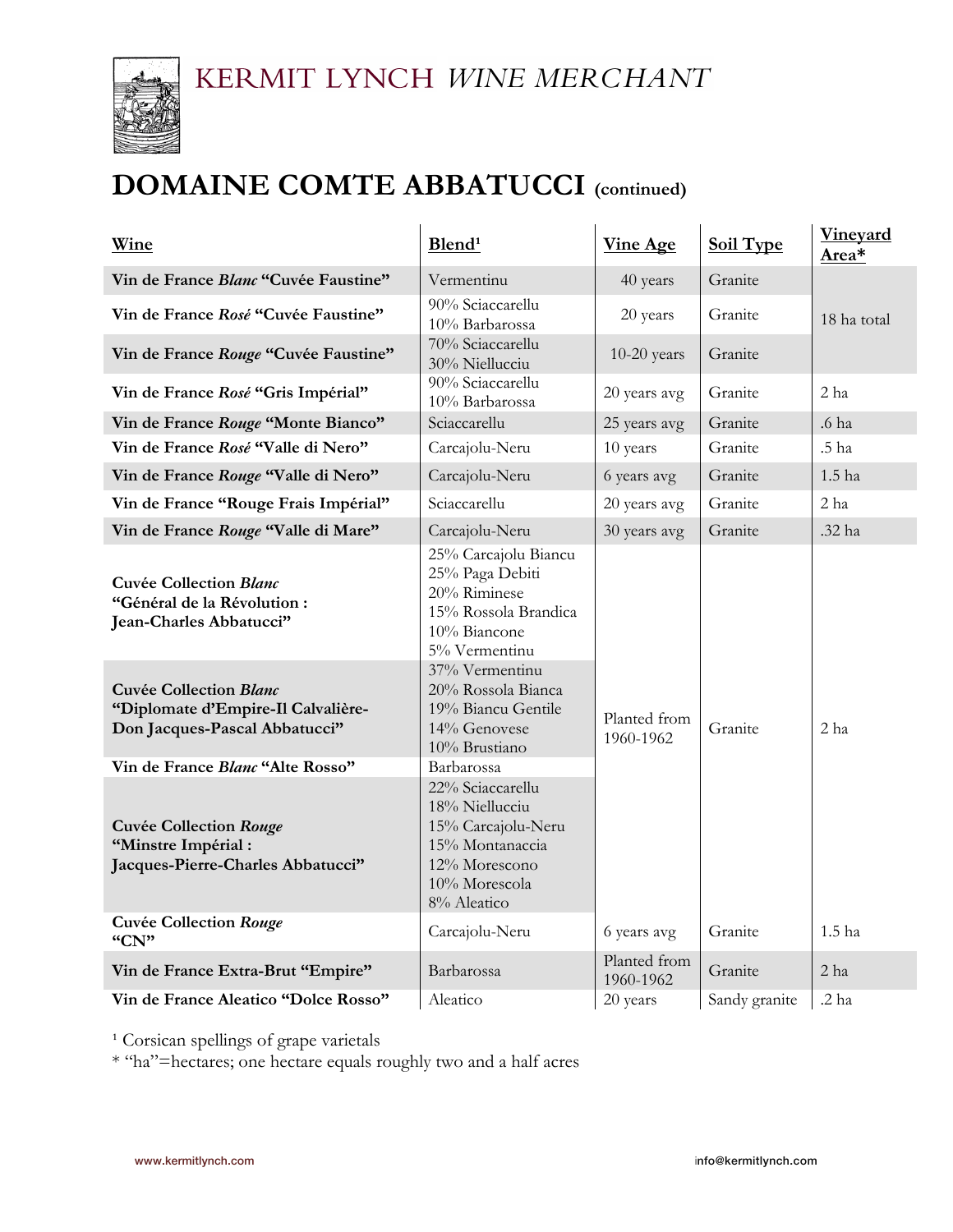# KERMIT LYNCH *WINE MERCHANT*

## DOMAINE COMTE ABBATUCCI (continued)

| Wine | Blend[1] | Vine Age | Soil Type | Vineyard Area* |
|---|---|---|---|---|
| **Vin de France *Blanc* "Cuvée Faustine"** | Vermentinu | 40 years | Granite | 18 ha total |
| **Vin de France *Rosé* "Cuvée Faustine"** | 90% Sciaccarellu<br>10% Barbarossa | 20 years | Granite | |
| **Vin de France *Rouge* "Cuvée Faustine"** | 70% Sciaccarellu<br>30% Niellucciu | 10-20 years | Granite | |
| **Vin de France *Rosé* "Gris Impérial"** | 90% Sciaccarellu<br>10% Barbarossa | 20 years avg | Granite | 2 ha |
| **Vin de France *Rouge* "Monte Bianco"** | Sciaccarellu | 25 years avg | Granite | .6 ha |
| **Vin de France *Rosé* "Valle di Nero"** | Carcajolu-Neru | 10 years | Granite | .5 ha |
| **Vin de France *Rouge* "Valle di Nero"** | Carcajolu-Neru | 6 years avg | Granite | 1.5 ha |
| **Vin de France "Rouge Frais Impérial"** | Sciaccarellu | 20 years avg | Granite | 2 ha |
| **Vin de France *Rouge* "Valle di Mare"** | Carcajolu-Neru | 30 years avg | Granite | .32 ha |
| **Cuvée Collection *Blanc* "Général de la Révolution : Jean-Charles Abbatucci"** | 25% Carcajolu Biancu<br>25% Paga Debiti<br>20% Riminese<br>15% Rossola Brandica<br>10% Biancone<br>5% Vermentinu | Planted from 1960-1962 | Granite | 2 ha |
| **Cuvée Collection *Blanc* "Diplomate d'Empire-Il Calvalière-Don Jacques-Pascal Abbatucci"** | 37% Vermentinu<br>20% Rossola Bianca<br>19% Biancu Gentile<br>14% Genovese<br>10% Brustiano | | | |
| **Vin de France *Blanc* "Alte Rosso"** | Barbarossa | | | |
| **Cuvée Collection *Rouge* "Minstre Impérial : Jacques-Pierre-Charles Abbatucci"** | 22% Sciaccarellu<br>18% Niellucciu<br>15% Carcajolu-Neru<br>15% Montanaccia<br>12% Morescono<br>10% Morescola<br>8% Aleatico | | | |
| **Cuvée Collection *Rouge* "CN"** | Carcajolu-Neru | 6 years avg | Granite | 1.5 ha |
| **Vin de France Extra-Brut "Empire"** | Barbarossa | Planted from 1960-1962 | Granite | 2 ha |
| **Vin de France Aleatico "Dolce Rosso"** | Aleatico | 20 years | Sandy granite | .2 ha |

[1] Corsican spellings of grape varietals

* "ha"=hectares; one hectare equals roughly two and a half acres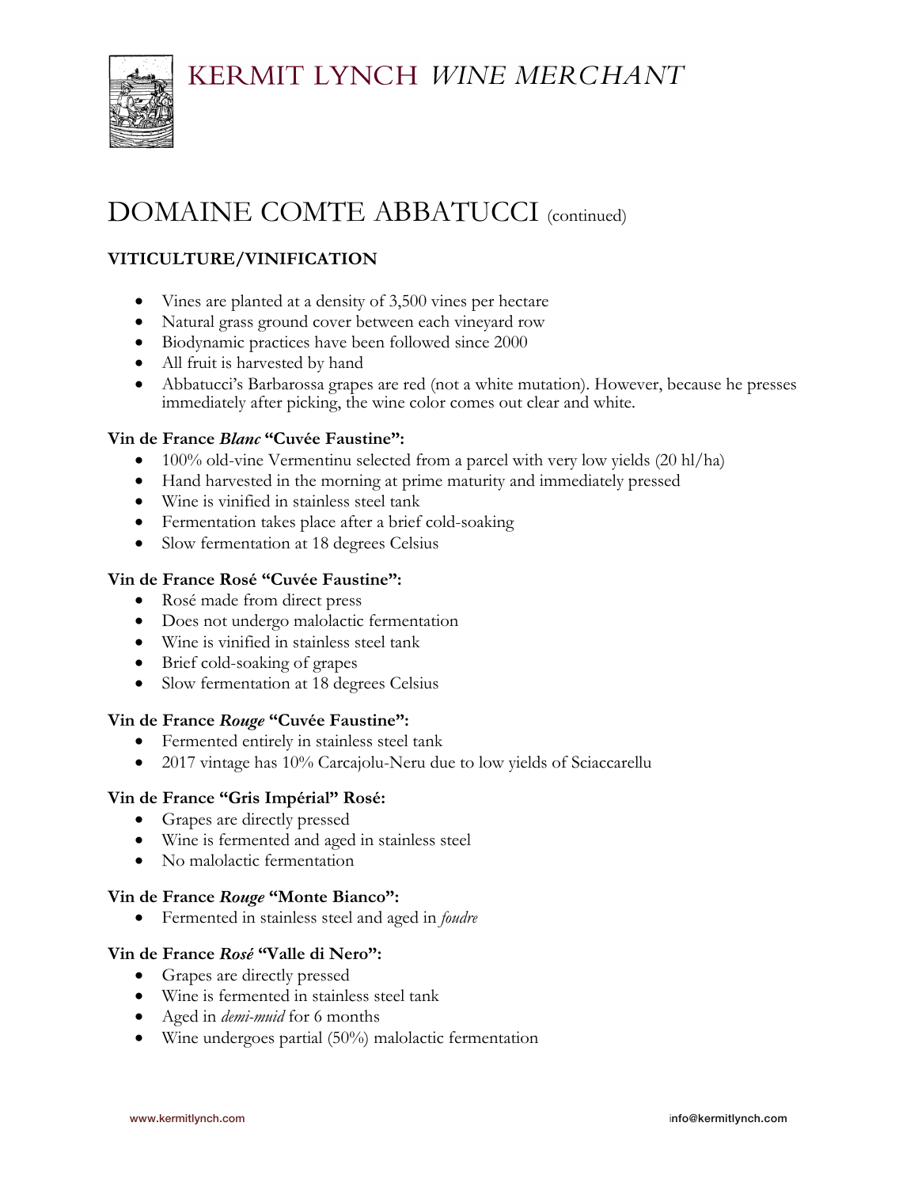# DOMAINE COMTE ABBATUCCI (continued)

## VITICULTURE/VINIFICATION

- Vines are planted at a density of 3,500 vines per hectare
- Natural grass ground cover between each vineyard row
- Biodynamic practices have been followed since 2000
- All fruit is harvested by hand
- Abbatucci's Barbarossa grapes are red (not a white mutation). However, because he presses immediately after picking, the wine color comes out clear and white.

**Vin de France *Blanc* "Cuvée Faustine":**

- 100% old-vine Vermentinu selected from a parcel with very low yields (20 hl/ha)
- Hand harvested in the morning at prime maturity and immediately pressed
- Wine is vinified in stainless steel tank
- Fermentation takes place after a brief cold-soaking
- Slow fermentation at 18 degrees Celsius

**Vin de France Rosé "Cuvée Faustine":**

- Rosé made from direct press
- Does not undergo malolactic fermentation
- Wine is vinified in stainless steel tank
- Brief cold-soaking of grapes
- Slow fermentation at 18 degrees Celsius

**Vin de France *Rouge* "Cuvée Faustine":**

- Fermented entirely in stainless steel tank
- 2017 vintage has 10% Carcajolu-Neru due to low yields of Sciaccarellu

**Vin de France "Gris Impérial" Rosé:**

- Grapes are directly pressed
- Wine is fermented and aged in stainless steel
- No malolactic fermentation

**Vin de France *Rouge* "Monte Bianco":**

- Fermented in stainless steel and aged in *foudre*

**Vin de France *Rosé* "Valle di Nero":**

- Grapes are directly pressed
- Wine is fermented in stainless steel tank
- Aged in *demi-muid* for 6 months
- Wine undergoes partial (50%) malolactic fermentation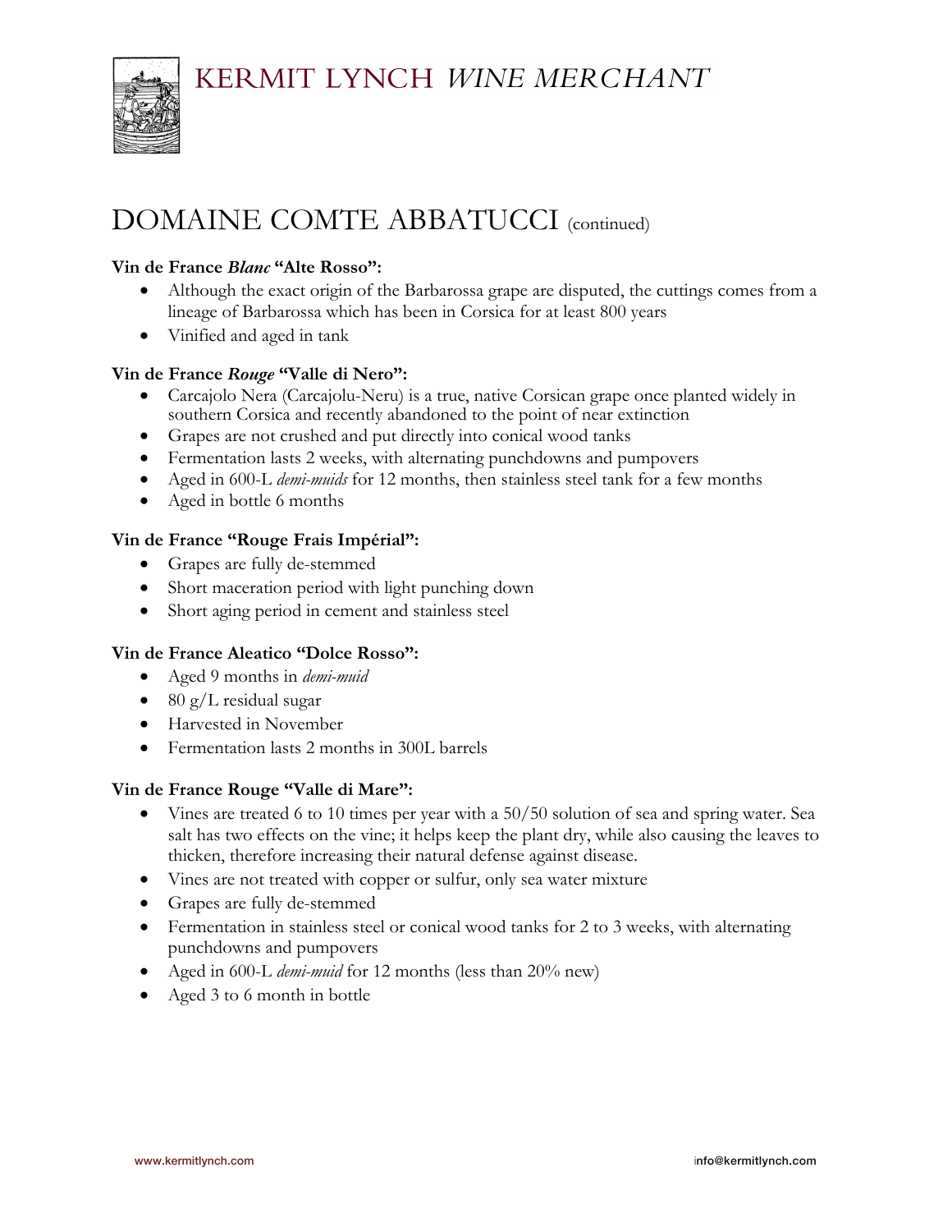# KERMIT LYNCH *WINE MERCHANT*

## DOMAINE COMTE ABBATUCCI (continued)

**Vin de France *Blanc* "Alte Rosso":**

- Although the exact origin of the Barbarossa grape are disputed, the cuttings comes from a lineage of Barbarossa which has been in Corsica for at least 800 years
- Vinified and aged in tank

**Vin de France *Rouge* "Valle di Nero":**

- Carcajolo Nera (Carcajolu-Neru) is a true, native Corsican grape once planted widely in southern Corsica and recently abandoned to the point of near extinction
- Grapes are not crushed and put directly into conical wood tanks
- Fermentation lasts 2 weeks, with alternating punchdowns and pumpovers
- Aged in 600-L *demi-muids* for 12 months, then stainless steel tank for a few months
- Aged in bottle 6 months

**Vin de France "Rouge Frais Impérial":**

- Grapes are fully de-stemmed
- Short maceration period with light punching down
- Short aging period in cement and stainless steel

**Vin de France Aleatico "Dolce Rosso":**

- Aged 9 months in *demi-muid*
- 80 g/L residual sugar
- Harvested in November
- Fermentation lasts 2 months in 300L barrels

**Vin de France Rouge "Valle di Mare":**

- Vines are treated 6 to 10 times per year with a 50/50 solution of sea and spring water. Sea salt has two effects on the vine; it helps keep the plant dry, while also causing the leaves to thicken, therefore increasing their natural defense against disease.
- Vines are not treated with copper or sulfur, only sea water mixture
- Grapes are fully de-stemmed
- Fermentation in stainless steel or conical wood tanks for 2 to 3 weeks, with alternating punchdowns and pumpovers
- Aged in 600-L *demi-muid* for 12 months (less than 20% new)
- Aged 3 to 6 month in bottle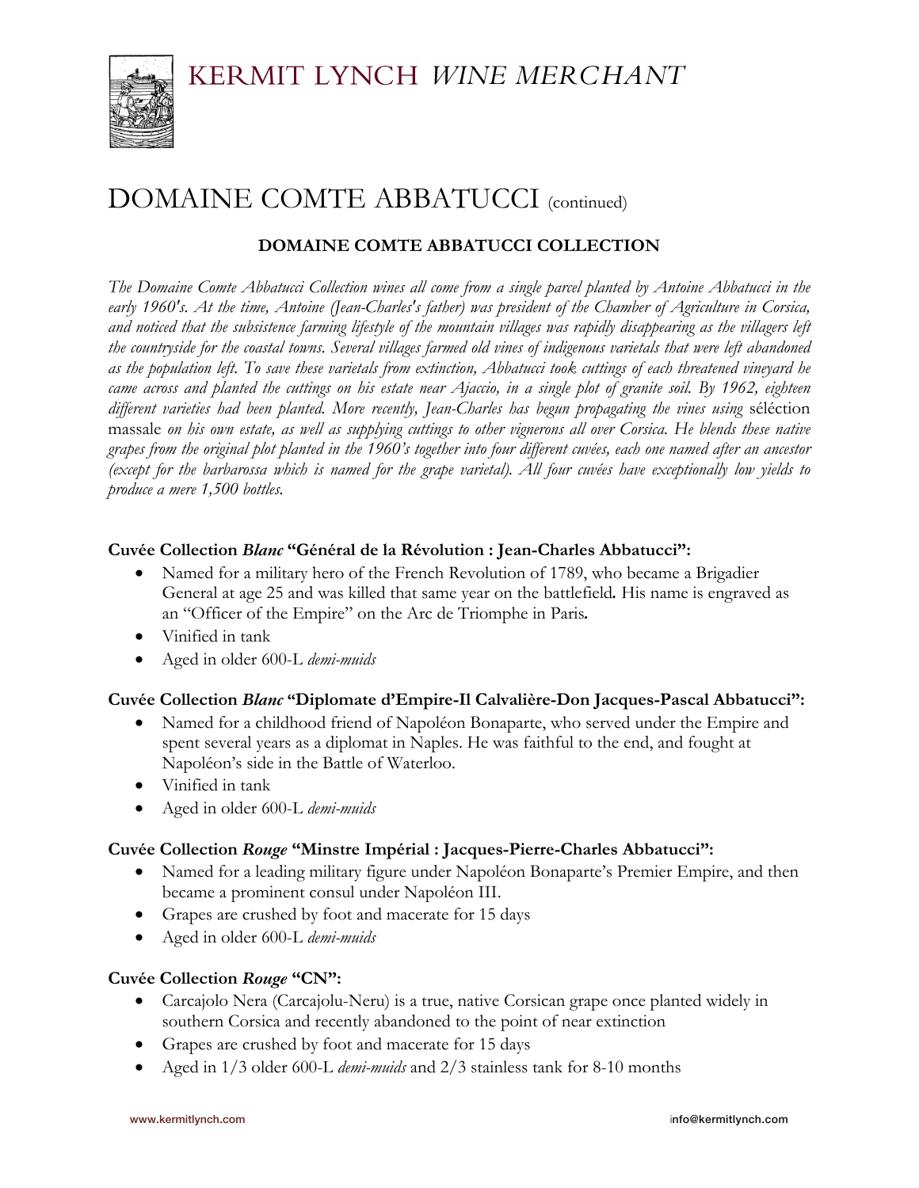# DOMAINE COMTE ABBATUCCI (continued)

## DOMAINE COMTE ABBATUCCI COLLECTION

*The Domaine Comte Abbatucci Collection wines all come from a single parcel planted by Antoine Abbatucci in the early 1960's. At the time, Antoine (Jean-Charles's father) was president of the Chamber of Agriculture in Corsica, and noticed that the subsistence farming lifestyle of the mountain villages was rapidly disappearing as the villagers left the countryside for the coastal towns. Several villages farmed old vines of indigenous varietals that were left abandoned as the population left. To save these varietals from extinction, Abbatucci took cuttings of each threatened vineyard he came across and planted the cuttings on his estate near Ajaccio, in a single plot of granite soil. By 1962, eighteen different varieties had been planted. More recently, Jean-Charles has begun propagating the vines using* séléction massale *on his own estate, as well as supplying cuttings to other vignerons all over Corsica. He blends these native grapes from the original plot planted in the 1960's together into four different cuvées, each one named after an ancestor (except for the barbarossa which is named for the grape varietal). All four cuvées have exceptionally low yields to produce a mere 1,500 bottles.*

**Cuvée Collection *Blanc* "Général de la Révolution : Jean-Charles Abbatucci":**

- Named for a military hero of the French Revolution of 1789, who became a Brigadier General at age 25 and was killed that same year on the battlefield**.** His name is engraved as an "Officer of the Empire" on the Arc de Triomphe in Paris**.**
- Vinified in tank
- Aged in older 600-L *demi-muids*

**Cuvée Collection *Blanc* "Diplomate d'Empire-Il Calvalière-Don Jacques-Pascal Abbatucci":**

- Named for a childhood friend of Napoléon Bonaparte, who served under the Empire and spent several years as a diplomat in Naples. He was faithful to the end, and fought at Napoléon's side in the Battle of Waterloo.
- Vinified in tank
- Aged in older 600-L *demi-muids*

**Cuvée Collection *Rouge* "Minstre Impérial : Jacques-Pierre-Charles Abbatucci":**

- Named for a leading military figure under Napoléon Bonaparte's Premier Empire, and then became a prominent consul under Napoléon III.
- Grapes are crushed by foot and macerate for 15 days
- Aged in older 600-L *demi-muids*

**Cuvée Collection *Rouge* "CN":**

- Carcajolo Nera (Carcajolu-Neru) is a true, native Corsican grape once planted widely in southern Corsica and recently abandoned to the point of near extinction
- Grapes are crushed by foot and macerate for 15 days
- Aged in 1/3 older 600-L *demi-muids* and 2/3 stainless tank for 8-10 months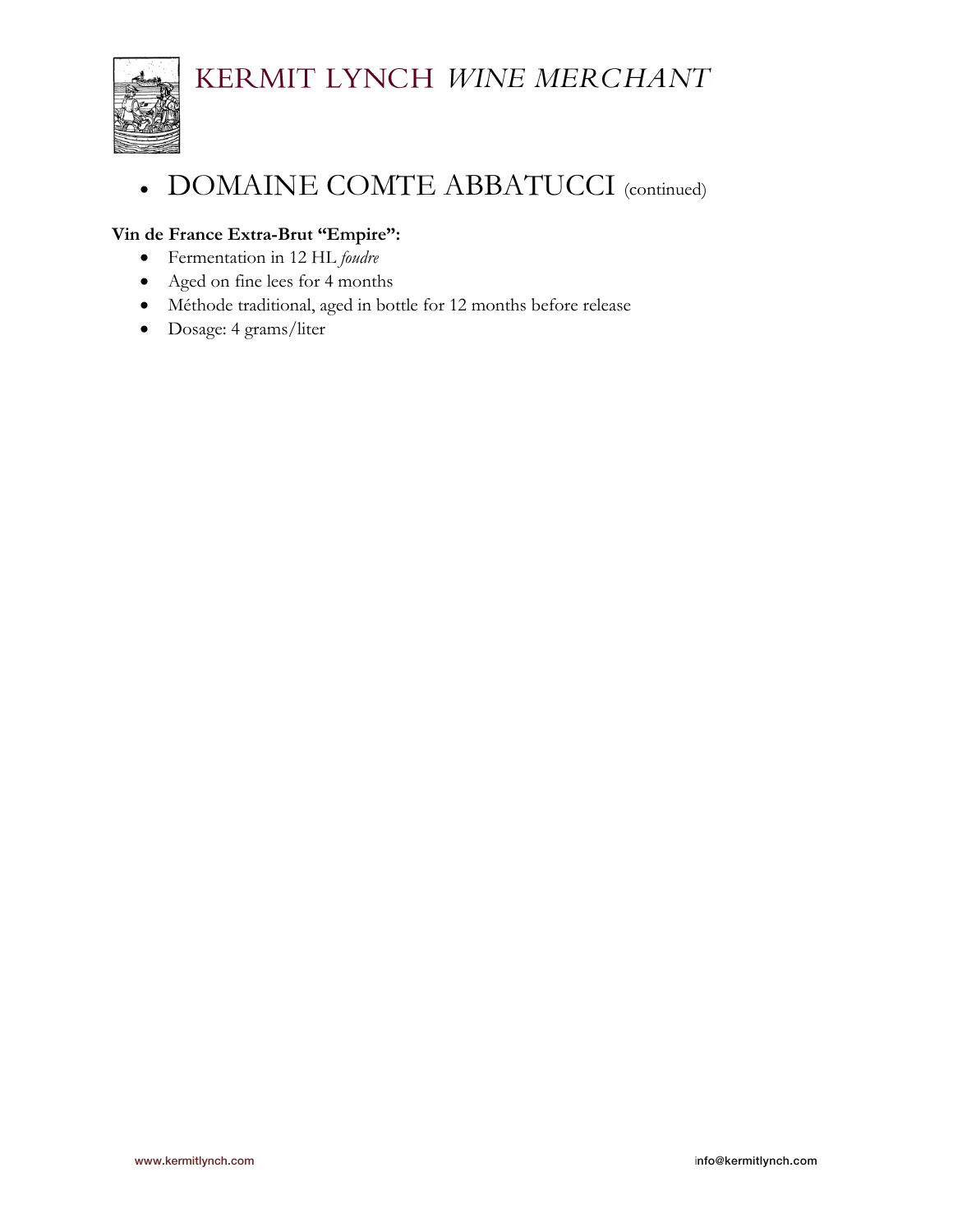- DOMAINE COMTE ABBATUCCI (continued)

**Vin de France Extra-Brut "Empire":**

- Fermentation in 12 HL *foudre*
- Aged on fine lees for 4 months
- Méthode traditional, aged in bottle for 12 months before release
- Dosage: 4 grams/liter